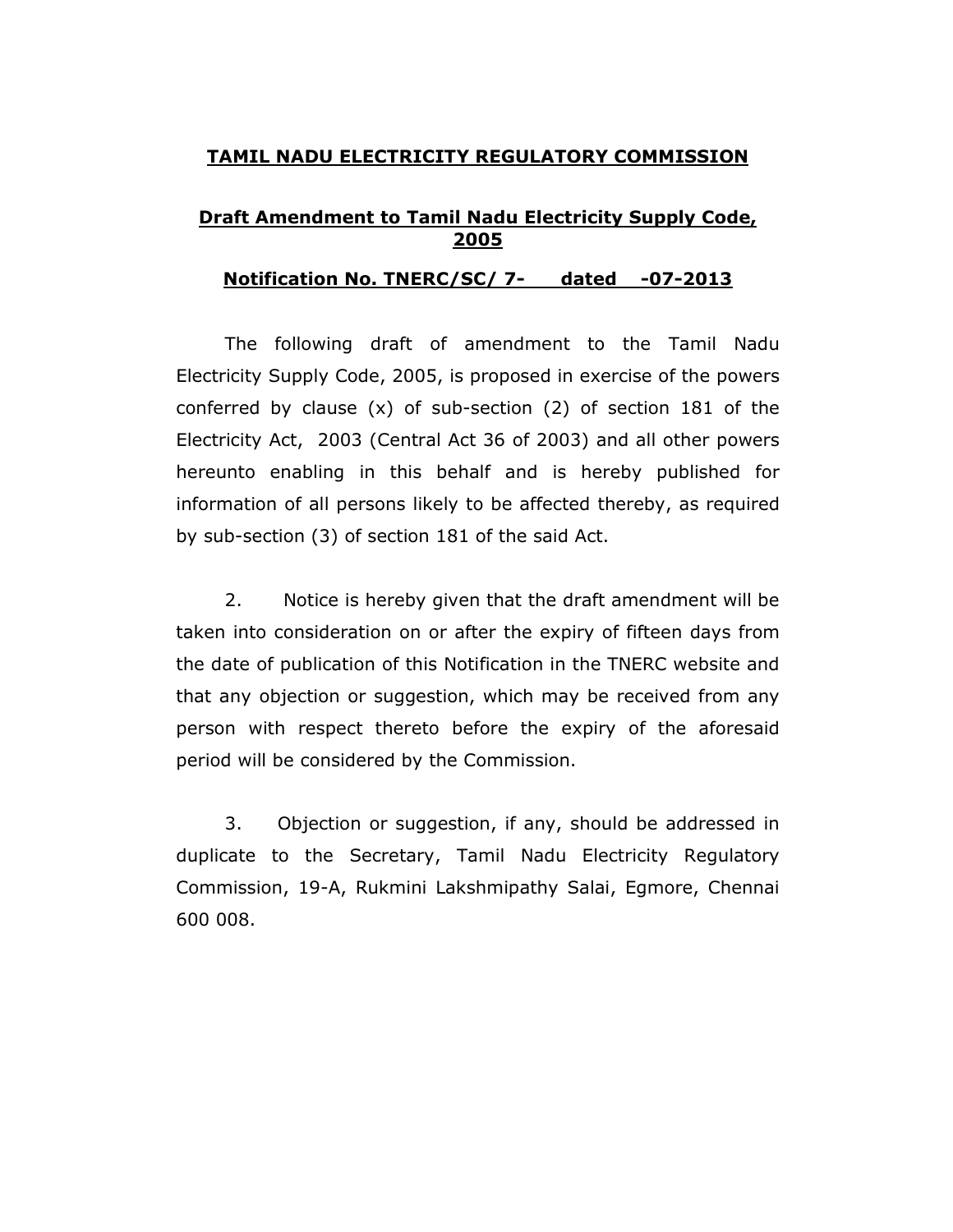# TAMIL NADU ELECTRICITY REGULATORY COMMISSION

## Draft Amendment to Tamil Nadu Electricity Supply Code, 2005

### Notification No. TNERC/SC/ 7- dated -07-2013

The following draft of amendment to the Tamil Nadu Electricity Supply Code, 2005, is proposed in exercise of the powers conferred by clause (x) of sub-section (2) of section 181 of the Electricity Act, 2003 (Central Act 36 of 2003) and all other powers hereunto enabling in this behalf and is hereby published for information of all persons likely to be affected thereby, as required by sub-section (3) of section 181 of the said Act.

2. Notice is hereby given that the draft amendment will be taken into consideration on or after the expiry of fifteen days from the date of publication of this Notification in the TNERC website and that any objection or suggestion, which may be received from any person with respect thereto before the expiry of the aforesaid period will be considered by the Commission.

3. Objection or suggestion, if any, should be addressed in duplicate to the Secretary, Tamil Nadu Electricity Regulatory Commission, 19-A, Rukmini Lakshmipathy Salai, Egmore, Chennai 600 008.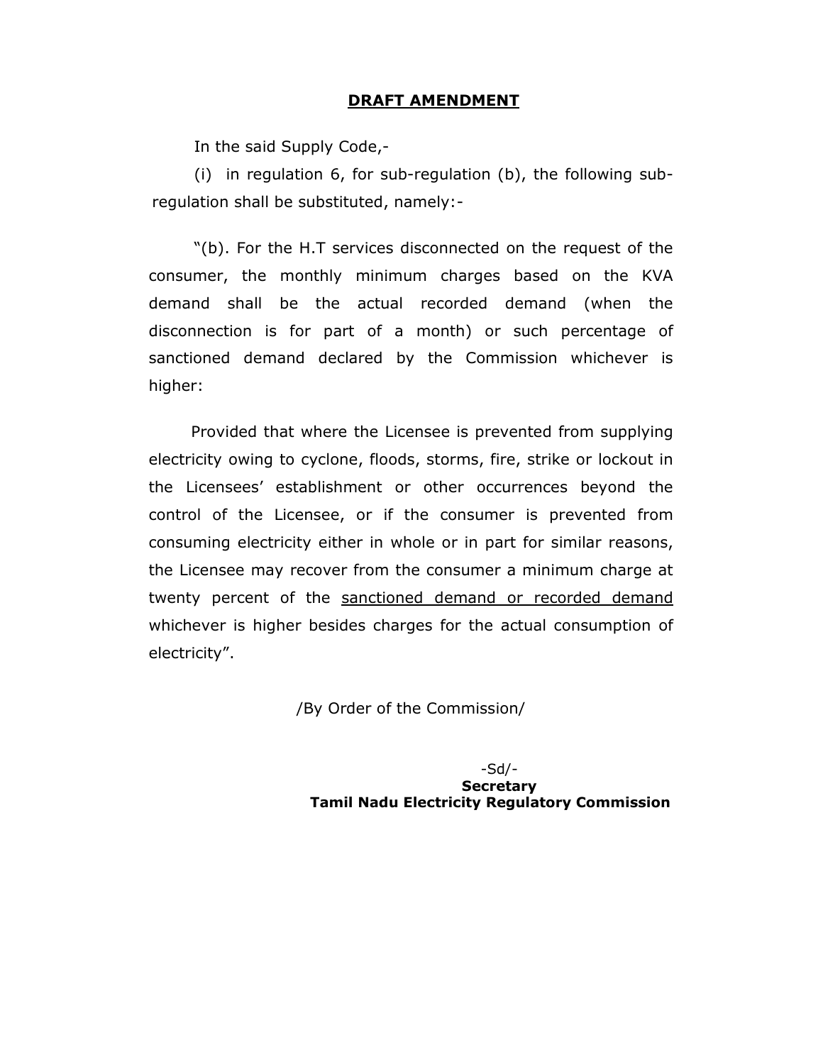## DRAFT AMENDMENT

In the said Supply Code,-

(i) in regulation 6, for sub-regulation (b), the following sub-regulation shall be substituted, namely:-

"(b). For the H.T services disconnected on the request of the consumer, the monthly minimum charges based on the KVA demand shall be the actual recorded demand (when the disconnection is for part of a month) or such percentage of sanctioned demand declared by the Commission whichever is higher:

Provided that where the Licensee is prevented from supplying electricity owing to cyclone, floods, storms, fire, strike or lockout in the Licensees' establishment or other occurrences beyond the control of the Licensee, or if the consumer is prevented from consuming electricity either in whole or in part for similar reasons, the Licensee may recover from the consumer a minimum charge at twenty percent of the <u>sanctioned demand or recorded demand</u> whichever is higher besides charges for the actual consumption of electricity".

/By Order of the Commission/

-Sd/-
**Secretary**
**Tamil Nadu Electricity Regulatory Commission**